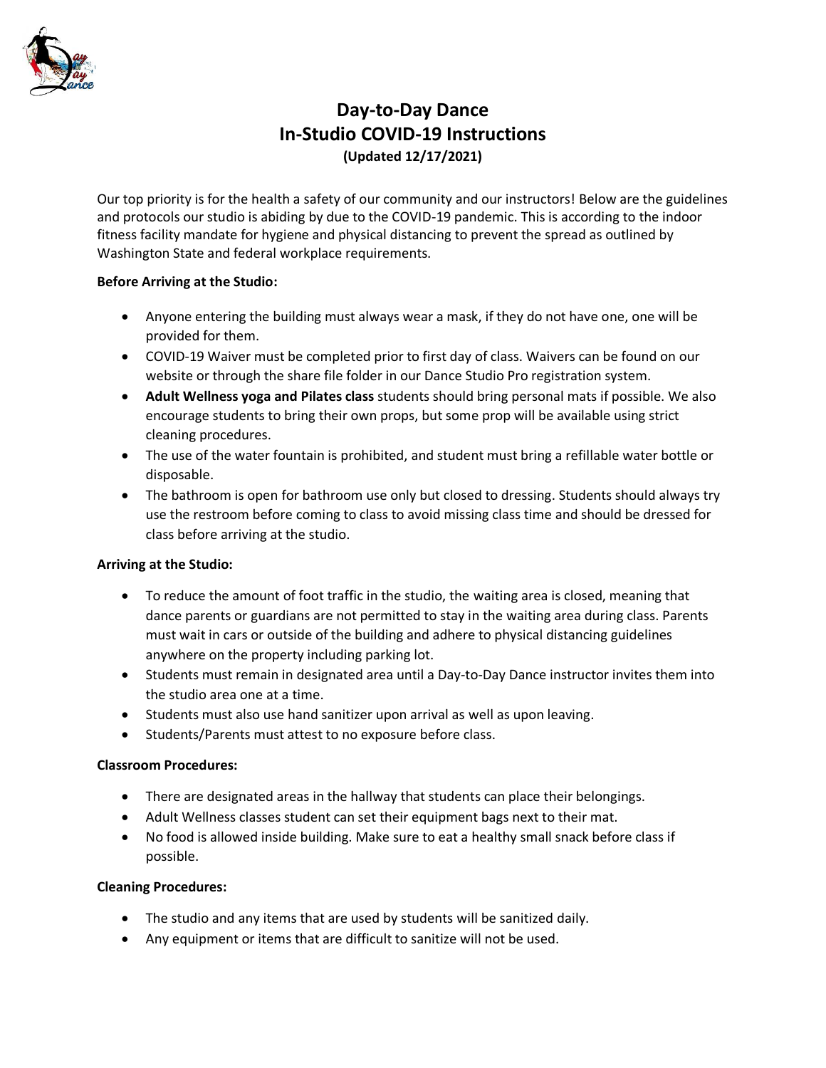# Day-to-Day Dance
## In-Studio COVID-19 Instructions
**(Updated 12/17/2021)**

Our top priority is for the health a safety of our community and our instructors! Below are the guidelines and protocols our studio is abiding by due to the COVID-19 pandemic. This is according to the indoor fitness facility mandate for hygiene and physical distancing to prevent the spread as outlined by Washington State and federal workplace requirements.

**Before Arriving at the Studio:**

- Anyone entering the building must always wear a mask, if they do not have one, one will be provided for them.
- COVID-19 Waiver must be completed prior to first day of class. Waivers can be found on our website or through the share file folder in our Dance Studio Pro registration system.
- **Adult Wellness yoga and Pilates class** students should bring personal mats if possible. We also encourage students to bring their own props, but some prop will be available using strict cleaning procedures.
- The use of the water fountain is prohibited, and student must bring a refillable water bottle or disposable.
- The bathroom is open for bathroom use only but closed to dressing. Students should always try use the restroom before coming to class to avoid missing class time and should be dressed for class before arriving at the studio.

**Arriving at the Studio:**

- To reduce the amount of foot traffic in the studio, the waiting area is closed, meaning that dance parents or guardians are not permitted to stay in the waiting area during class. Parents must wait in cars or outside of the building and adhere to physical distancing guidelines anywhere on the property including parking lot.
- Students must remain in designated area until a Day-to-Day Dance instructor invites them into the studio area one at a time.
- Students must also use hand sanitizer upon arrival as well as upon leaving.
- Students/Parents must attest to no exposure before class.

**Classroom Procedures:**

- There are designated areas in the hallway that students can place their belongings.
- Adult Wellness classes student can set their equipment bags next to their mat.
- No food is allowed inside building. Make sure to eat a healthy small snack before class if possible.

**Cleaning Procedures:**

- The studio and any items that are used by students will be sanitized daily.
- Any equipment or items that are difficult to sanitize will not be used.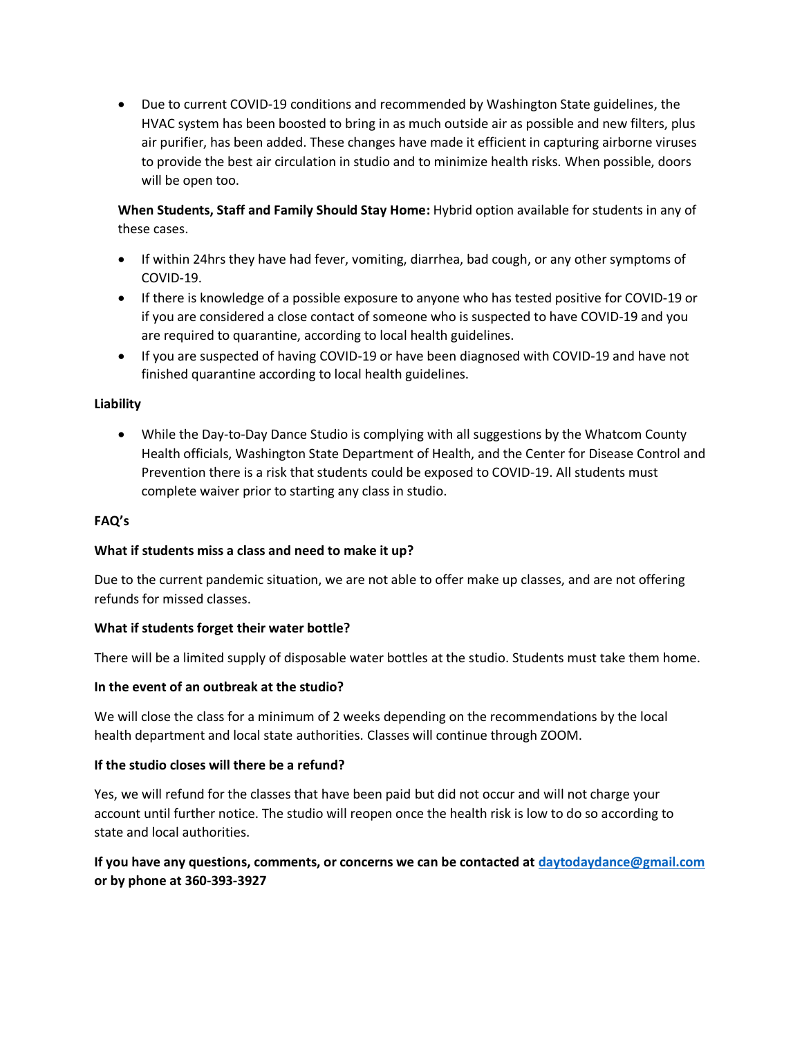- Due to current COVID-19 conditions and recommended by Washington State guidelines, the HVAC system has been boosted to bring in as much outside air as possible and new filters, plus air purifier, has been added. These changes have made it efficient in capturing airborne viruses to provide the best air circulation in studio and to minimize health risks. When possible, doors will be open too.

**When Students, Staff and Family Should Stay Home:** Hybrid option available for students in any of these cases.

- If within 24hrs they have had fever, vomiting, diarrhea, bad cough, or any other symptoms of COVID-19.
- If there is knowledge of a possible exposure to anyone who has tested positive for COVID-19 or if you are considered a close contact of someone who is suspected to have COVID-19 and you are required to quarantine, according to local health guidelines.
- If you are suspected of having COVID-19 or have been diagnosed with COVID-19 and have not finished quarantine according to local health guidelines.

**Liability**

- While the Day-to-Day Dance Studio is complying with all suggestions by the Whatcom County Health officials, Washington State Department of Health, and the Center for Disease Control and Prevention there is a risk that students could be exposed to COVID-19. All students must complete waiver prior to starting any class in studio.

**FAQ's**

**What if students miss a class and need to make it up?**

Due to the current pandemic situation, we are not able to offer make up classes, and are not offering refunds for missed classes.

**What if students forget their water bottle?**

There will be a limited supply of disposable water bottles at the studio. Students must take them home.

**In the event of an outbreak at the studio?**

We will close the class for a minimum of 2 weeks depending on the recommendations by the local health department and local state authorities. Classes will continue through ZOOM.

**If the studio closes will there be a refund?**

Yes, we will refund for the classes that have been paid but did not occur and will not charge your account until further notice. The studio will reopen once the health risk is low to do so according to state and local authorities.

**If you have any questions, comments, or concerns we can be contacted at [daytodaydance@gmail.com](mailto:daytodaydance@gmail.com) or by phone at 360-393-3927**